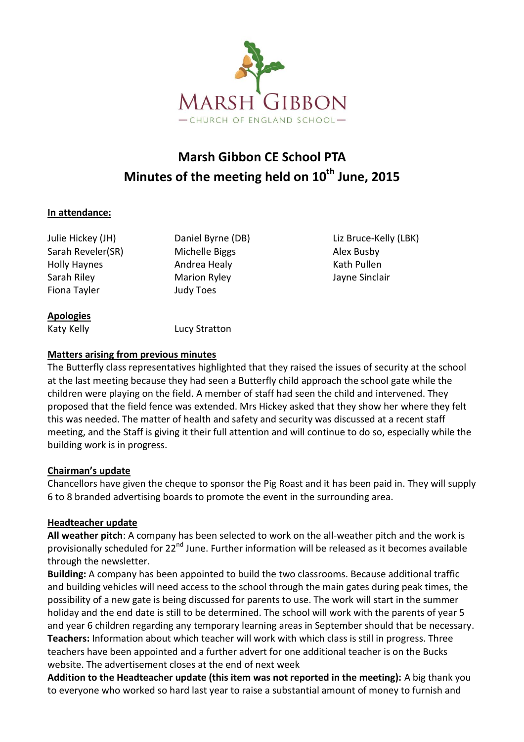MARSH GIBBON
— CHURCH OF ENGLAND SCHOOL —

# Marsh Gibbon CE School PTA
# Minutes of the meeting held on 10th June, 2015

**In attendance:**

| | | |
|---|---|---|
| Julie Hickey (JH) | Daniel Byrne (DB) | Liz Bruce-Kelly (LBK) |
| Sarah Reveler(SR) | Michelle Biggs | Alex Busby |
| Holly Haynes | Andrea Healy | Kath Pullen |
| Sarah Riley | Marion Ryley | Jayne Sinclair |
| Fiona Tayler | Judy Toes | |

**Apologies**

Katy Kelly    Lucy Stratton

**Matters arising from previous minutes**

The Butterfly class representatives highlighted that they raised the issues of security at the school at the last meeting because they had seen a Butterfly child approach the school gate while the children were playing on the field. A member of staff had seen the child and intervened. They proposed that the field fence was extended. Mrs Hickey asked that they show her where they felt this was needed. The matter of health and safety and security was discussed at a recent staff meeting, and the Staff is giving it their full attention and will continue to do so, especially while the building work is in progress.

**Chairman's update**

Chancellors have given the cheque to sponsor the Pig Roast and it has been paid in. They will supply 6 to 8 branded advertising boards to promote the event in the surrounding area.

**Headteacher update**

**All weather pitch**: A company has been selected to work on the all-weather pitch and the work is provisionally scheduled for 22nd June. Further information will be released as it becomes available through the newsletter.

**Building:** A company has been appointed to build the two classrooms. Because additional traffic and building vehicles will need access to the school through the main gates during peak times, the possibility of a new gate is being discussed for parents to use. The work will start in the summer holiday and the end date is still to be determined. The school will work with the parents of year 5 and year 6 children regarding any temporary learning areas in September should that be necessary.

**Teachers:** Information about which teacher will work with which class is still in progress. Three teachers have been appointed and a further advert for one additional teacher is on the Bucks website. The advertisement closes at the end of next week

**Addition to the Headteacher update (this item was not reported in the meeting):** A big thank you to everyone who worked so hard last year to raise a substantial amount of money to furnish and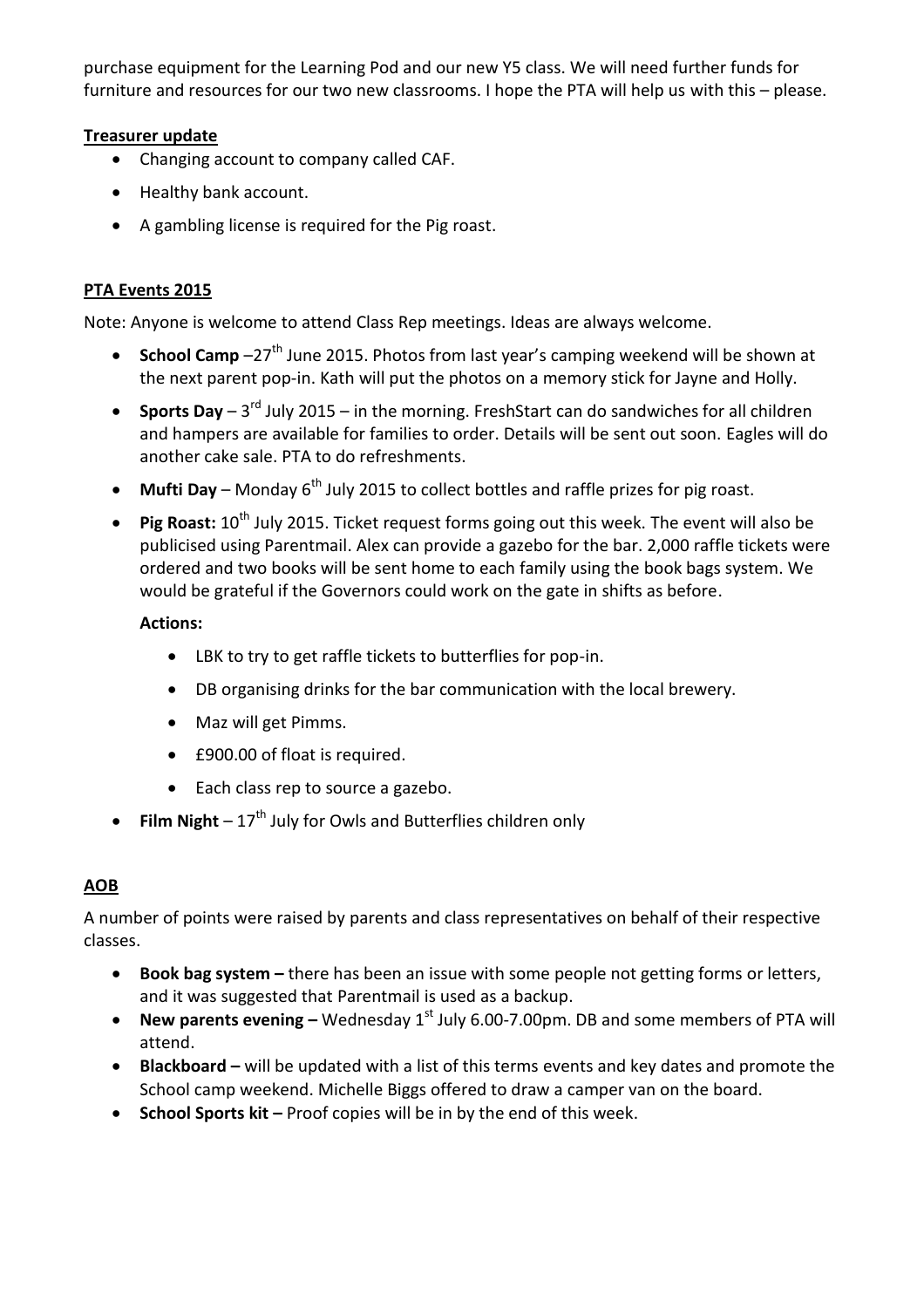purchase equipment for the Learning Pod and our new Y5 class. We will need further funds for furniture and resources for our two new classrooms. I hope the PTA will help us with this – please.

**Treasurer update**

- Changing account to company called CAF.
- Healthy bank account.
- A gambling license is required for the Pig roast.

**PTA Events 2015**

Note: Anyone is welcome to attend Class Rep meetings. Ideas are always welcome.

- **School Camp** –27th June 2015. Photos from last year's camping weekend will be shown at the next parent pop-in. Kath will put the photos on a memory stick for Jayne and Holly.
- **Sports Day** – 3rd July 2015 – in the morning. FreshStart can do sandwiches for all children and hampers are available for families to order. Details will be sent out soon. Eagles will do another cake sale. PTA to do refreshments.
- **Mufti Day** – Monday 6th July 2015 to collect bottles and raffle prizes for pig roast.
- **Pig Roast:** 10th July 2015. Ticket request forms going out this week. The event will also be publicised using Parentmail. Alex can provide a gazebo for the bar. 2,000 raffle tickets were ordered and two books will be sent home to each family using the book bags system. We would be grateful if the Governors could work on the gate in shifts as before.

  **Actions:**

  - LBK to try to get raffle tickets to butterflies for pop-in.
  - DB organising drinks for the bar communication with the local brewery.
  - Maz will get Pimms.
  - £900.00 of float is required.
  - Each class rep to source a gazebo.
- **Film Night** – 17th July for Owls and Butterflies children only

**AOB**

A number of points were raised by parents and class representatives on behalf of their respective classes.

- **Book bag system –** there has been an issue with some people not getting forms or letters, and it was suggested that Parentmail is used as a backup.
- **New parents evening –** Wednesday 1st July 6.00-7.00pm. DB and some members of PTA will attend.
- **Blackboard –** will be updated with a list of this terms events and key dates and promote the School camp weekend. Michelle Biggs offered to draw a camper van on the board.
- **School Sports kit –** Proof copies will be in by the end of this week.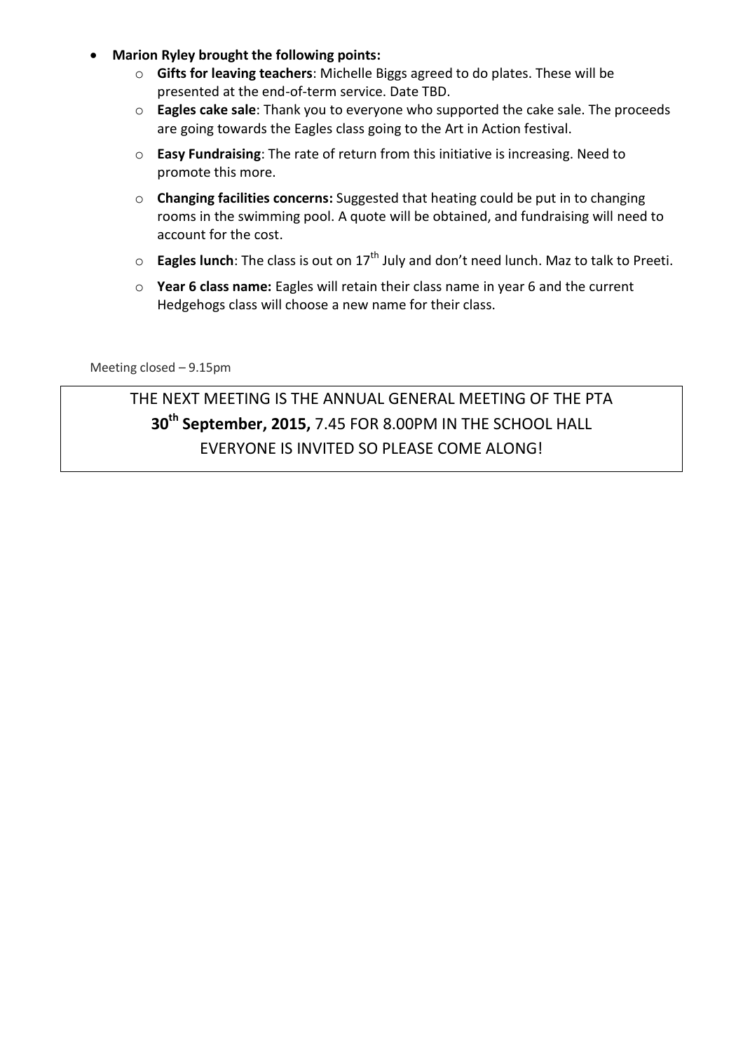- **Marion Ryley brought the following points:**
  - **Gifts for leaving teachers**: Michelle Biggs agreed to do plates. These will be presented at the end-of-term service. Date TBD.
  - **Eagles cake sale**: Thank you to everyone who supported the cake sale. The proceeds are going towards the Eagles class going to the Art in Action festival.
  - **Easy Fundraising**: The rate of return from this initiative is increasing. Need to promote this more.
  - **Changing facilities concerns:** Suggested that heating could be put in to changing rooms in the swimming pool. A quote will be obtained, and fundraising will need to account for the cost.
  - **Eagles lunch**: The class is out on 17th July and don't need lunch. Maz to talk to Preeti.
  - **Year 6 class name:** Eagles will retain their class name in year 6 and the current Hedgehogs class will choose a new name for their class.

Meeting closed – 9.15pm

THE NEXT MEETING IS THE ANNUAL GENERAL MEETING OF THE PTA
**30th September, 2015,** 7.45 FOR 8.00PM IN THE SCHOOL HALL
EVERYONE IS INVITED SO PLEASE COME ALONG!